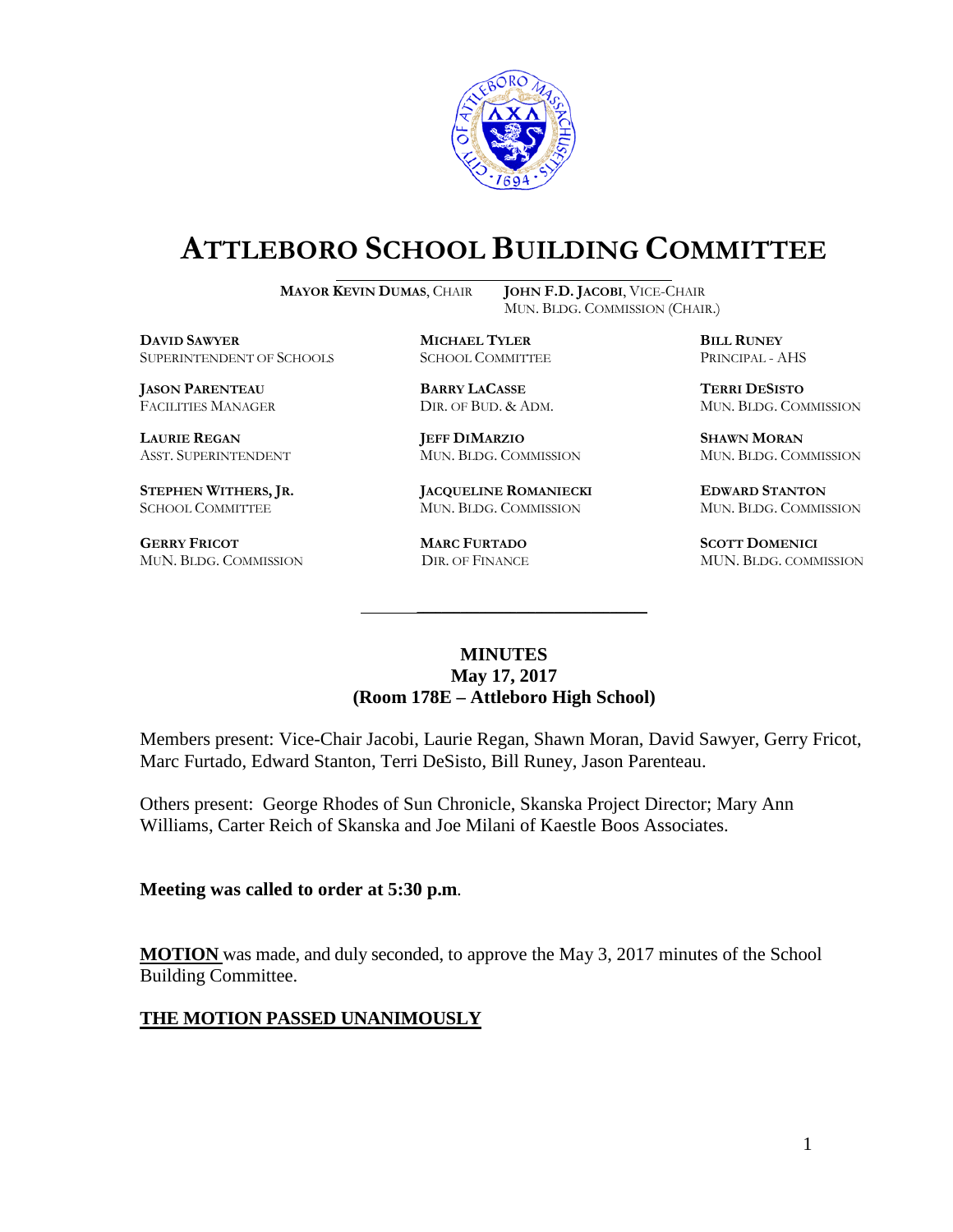# ATTLEBORO SCHOOL BUILDING COMMITTEE

**MAYOR KEVIN DUMAS**, CHAIR
**JOHN F.D. JACOBI**, VICE-CHAIR
MUN. BLDG. COMMISSION (CHAIR.)

| | | |
|---|---|---|
| **DAVID SAWYER**<br>SUPERINTENDENT OF SCHOOLS | **MICHAEL TYLER**<br>SCHOOL COMMITTEE | **BILL RUNEY**<br>PRINCIPAL - AHS |
| **JASON PARENTEAU**<br>FACILITIES MANAGER | **BARRY LACASSE**<br>DIR. OF BUD. & ADM. | **TERRI DESISTO**<br>MUN. BLDG. COMMISSION |
| **LAURIE REGAN**<br>ASST. SUPERINTENDENT | **JEFF DIMARZIO**<br>MUN. BLDG. COMMISSION | **SHAWN MORAN**<br>MUN. BLDG. COMMISSION |
| **STEPHEN WITHERS, JR.**<br>SCHOOL COMMITTEE | **JACQUELINE ROMANIECKI**<br>MUN. BLDG. COMMISSION | **EDWARD STANTON**<br>MUN. BLDG. COMMISSION |
| **GERRY FRICOT**<br>MUN. BLDG. COMMISSION | **MARC FURTADO**<br>DIR. OF FINANCE | **SCOTT DOMENICI**<br>MUN. BLDG. COMMISSION |

## MINUTES
**May 17, 2017**
**(Room 178E – Attleboro High School)**

Members present: Vice-Chair Jacobi, Laurie Regan, Shawn Moran, David Sawyer, Gerry Fricot, Marc Furtado, Edward Stanton, Terri DeSisto, Bill Runey, Jason Parenteau.

Others present: George Rhodes of Sun Chronicle, Skanska Project Director; Mary Ann Williams, Carter Reich of Skanska and Joe Milani of Kaestle Boos Associates.

**Meeting was called to order at 5:30 p.m**.

**MOTION** was made, and duly seconded, to approve the May 3, 2017 minutes of the School Building Committee.

**THE MOTION PASSED UNANIMOUSLY**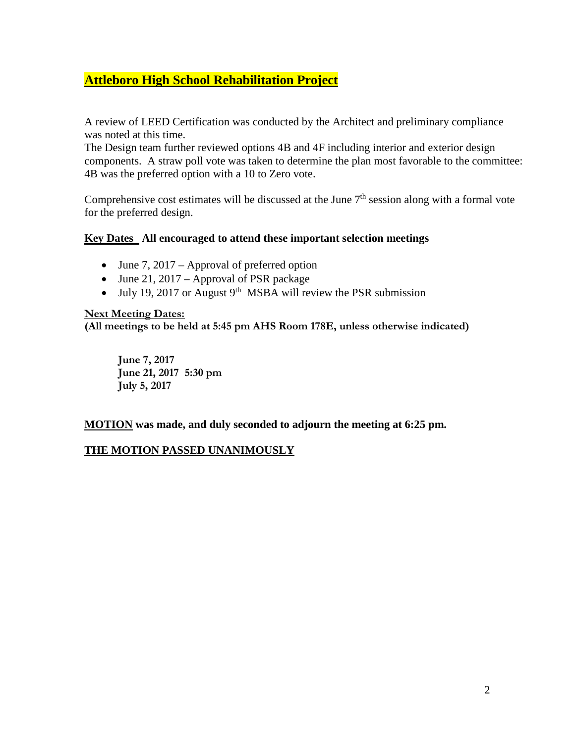## Attleboro High School Rehabilitation Project

A review of LEED Certification was conducted by the Architect and preliminary compliance was noted at this time.

The Design team further reviewed options 4B and 4F including interior and exterior design components. A straw poll vote was taken to determine the plan most favorable to the committee: 4B was the preferred option with a 10 to Zero vote.

Comprehensive cost estimates will be discussed at the June 7th session along with a formal vote for the preferred design.

**Key Dates All encouraged to attend these important selection meetings**

- June 7, 2017 – Approval of preferred option
- June 21, 2017 – Approval of PSR package
- July 19, 2017 or August 9th MSBA will review the PSR submission

**Next Meeting Dates:**
**(All meetings to be held at 5:45 pm AHS Room 178E, unless otherwise indicated)**

**June 7, 2017**
**June 21, 2017 5:30 pm**
**July 5, 2017**

**MOTION was made, and duly seconded to adjourn the meeting at 6:25 pm.**

**THE MOTION PASSED UNANIMOUSLY**